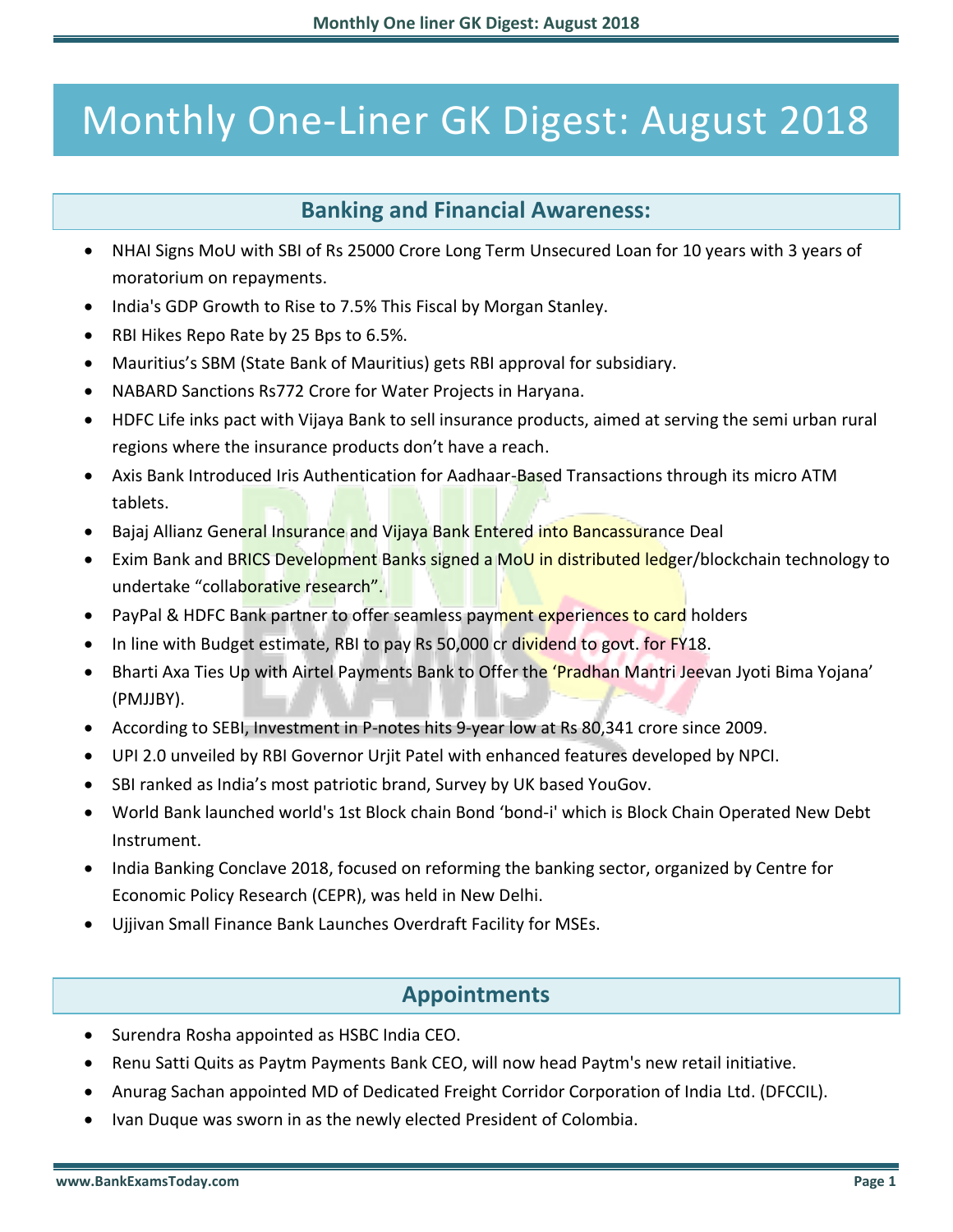# Monthly One-Liner GK Digest: August 2018

## Banking and Financial Awareness:

- NHAI Signs MoU with SBI of Rs 25000 Crore Long Term Unsecured Loan for 10 years with 3 years of moratorium on repayments.
- India's GDP Growth to Rise to 7.5% This Fiscal by Morgan Stanley.
- RBI Hikes Repo Rate by 25 Bps to 6.5%.
- Mauritius's SBM (State Bank of Mauritius) gets RBI approval for subsidiary.
- NABARD Sanctions Rs772 Crore for Water Projects in Haryana.
- HDFC Life inks pact with Vijaya Bank to sell insurance products, aimed at serving the semi urban rural regions where the insurance products don't have a reach.
- Axis Bank Introduced Iris Authentication for Aadhaar-Based Transactions through its micro ATM tablets.
- Bajaj Allianz General Insurance and Vijaya Bank Entered into Bancassurance Deal
- Exim Bank and BRICS Development Banks signed a MoU in distributed ledger/blockchain technology to undertake "collaborative research".
- PayPal & HDFC Bank partner to offer seamless payment experiences to card holders
- In line with Budget estimate, RBI to pay Rs 50,000 cr dividend to govt. for FY18.
- Bharti Axa Ties Up with Airtel Payments Bank to Offer the 'Pradhan Mantri Jeevan Jyoti Bima Yojana' (PMJJBY).
- According to SEBI, Investment in P-notes hits 9-year low at Rs 80,341 crore since 2009.
- UPI 2.0 unveiled by RBI Governor Urjit Patel with enhanced features developed by NPCI.
- SBI ranked as India's most patriotic brand, Survey by UK based YouGov.
- World Bank launched world's 1st Block chain Bond 'bond-i' which is Block Chain Operated New Debt Instrument.
- India Banking Conclave 2018, focused on reforming the banking sector, organized by Centre for Economic Policy Research (CEPR), was held in New Delhi.
- Ujjivan Small Finance Bank Launches Overdraft Facility for MSEs.

## Appointments

- Surendra Rosha appointed as HSBC India CEO.
- Renu Satti Quits as Paytm Payments Bank CEO, will now head Paytm's new retail initiative.
- Anurag Sachan appointed MD of Dedicated Freight Corridor Corporation of India Ltd. (DFCCIL).
- Ivan Duque was sworn in as the newly elected President of Colombia.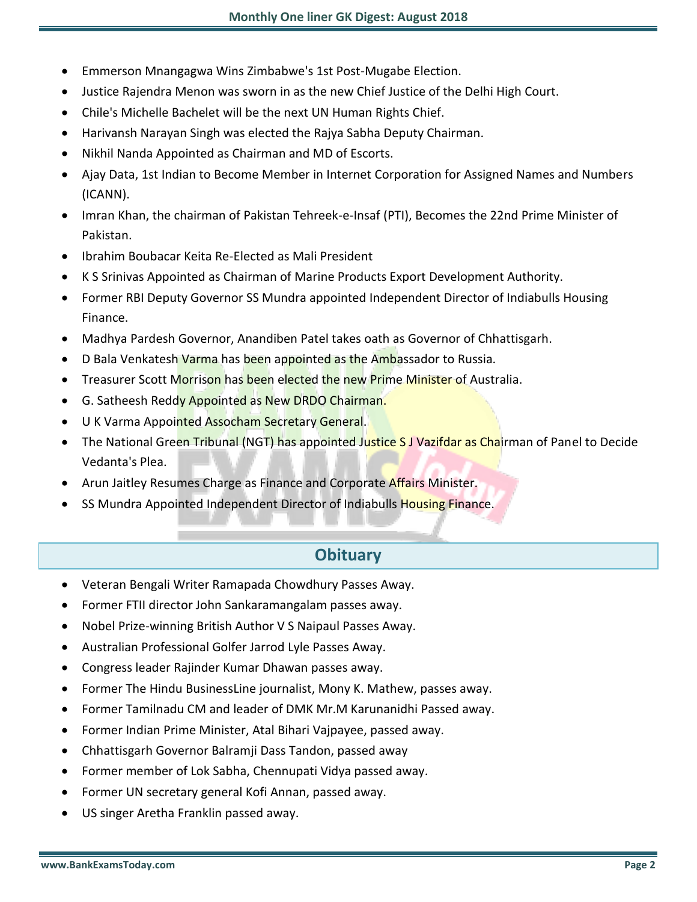- Emmerson Mnangagwa Wins Zimbabwe's 1st Post-Mugabe Election.
- Justice Rajendra Menon was sworn in as the new Chief Justice of the Delhi High Court.
- Chile's Michelle Bachelet will be the next UN Human Rights Chief.
- Harivansh Narayan Singh was elected the Rajya Sabha Deputy Chairman.
- Nikhil Nanda Appointed as Chairman and MD of Escorts.
- Ajay Data, 1st Indian to Become Member in Internet Corporation for Assigned Names and Numbers (ICANN).
- Imran Khan, the chairman of Pakistan Tehreek-e-Insaf (PTI), Becomes the 22nd Prime Minister of Pakistan.
- Ibrahim Boubacar Keita Re-Elected as Mali President
- K S Srinivas Appointed as Chairman of Marine Products Export Development Authority.
- Former RBI Deputy Governor SS Mundra appointed Independent Director of Indiabulls Housing Finance.
- Madhya Pardesh Governor, Anandiben Patel takes oath as Governor of Chhattisgarh.
- D Bala Venkatesh Varma has been appointed as the Ambassador to Russia.
- Treasurer Scott Morrison has been elected the new Prime Minister of Australia.
- G. Satheesh Reddy Appointed as New DRDO Chairman.
- U K Varma Appointed Assocham Secretary General.
- The National Green Tribunal (NGT) has appointed Justice S J Vazifdar as Chairman of Panel to Decide Vedanta's Plea.
- Arun Jaitley Resumes Charge as Finance and Corporate Affairs Minister.
- SS Mundra Appointed Independent Director of Indiabulls Housing Finance.

## Obituary

- Veteran Bengali Writer Ramapada Chowdhury Passes Away.
- Former FTII director John Sankaramangalam passes away.
- Nobel Prize-winning British Author V S Naipaul Passes Away.
- Australian Professional Golfer Jarrod Lyle Passes Away.
- Congress leader Rajinder Kumar Dhawan passes away.
- Former The Hindu BusinessLine journalist, Mony K. Mathew, passes away.
- Former Tamilnadu CM and leader of DMK Mr.M Karunanidhi Passed away.
- Former Indian Prime Minister, Atal Bihari Vajpayee, passed away.
- Chhattisgarh Governor Balramji Dass Tandon, passed away
- Former member of Lok Sabha, Chennupati Vidya passed away.
- Former UN secretary general Kofi Annan, passed away.
- US singer Aretha Franklin passed away.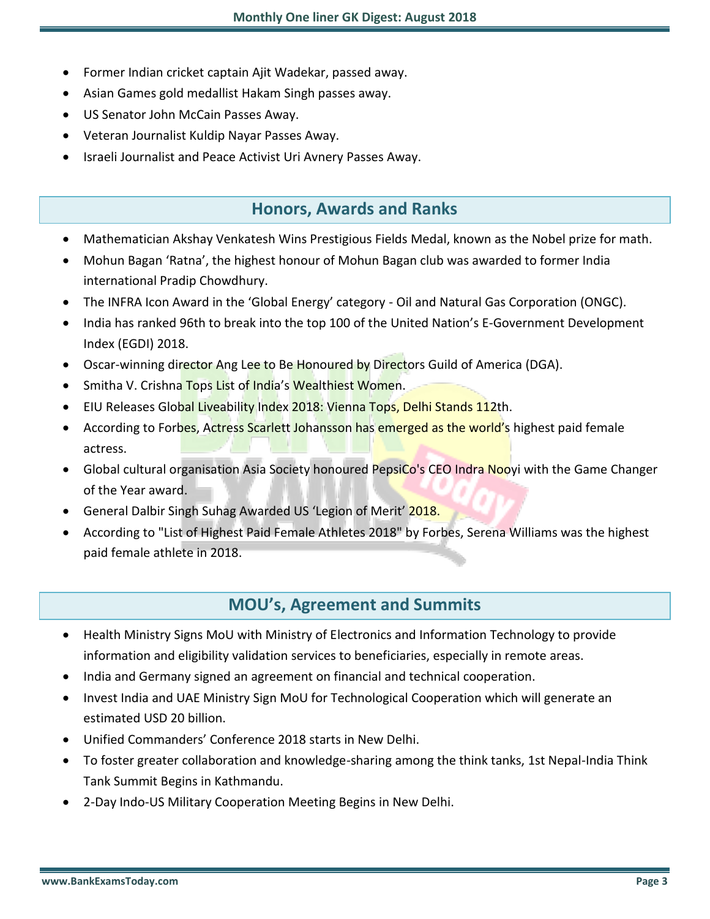- Former Indian cricket captain Ajit Wadekar, passed away.
- Asian Games gold medallist Hakam Singh passes away.
- US Senator John McCain Passes Away.
- Veteran Journalist Kuldip Nayar Passes Away.
- Israeli Journalist and Peace Activist Uri Avnery Passes Away.

## Honors, Awards and Ranks

- Mathematician Akshay Venkatesh Wins Prestigious Fields Medal, known as the Nobel prize for math.
- Mohun Bagan 'Ratna', the highest honour of Mohun Bagan club was awarded to former India international Pradip Chowdhury.
- The INFRA Icon Award in the 'Global Energy' category - Oil and Natural Gas Corporation (ONGC).
- India has ranked 96th to break into the top 100 of the United Nation's E-Government Development Index (EGDI) 2018.
- Oscar-winning director Ang Lee to Be Honoured by Directors Guild of America (DGA).
- Smitha V. Crishna Tops List of India's Wealthiest Women.
- EIU Releases Global Liveability Index 2018: Vienna Tops, Delhi Stands 112th.
- According to Forbes, Actress Scarlett Johansson has emerged as the world's highest paid female actress.
- Global cultural organisation Asia Society honoured PepsiCo's CEO Indra Nooyi with the Game Changer of the Year award.
- General Dalbir Singh Suhag Awarded US 'Legion of Merit' 2018.
- According to "List of Highest Paid Female Athletes 2018" by Forbes, Serena Williams was the highest paid female athlete in 2018.

## MOU's, Agreement and Summits

- Health Ministry Signs MoU with Ministry of Electronics and Information Technology to provide information and eligibility validation services to beneficiaries, especially in remote areas.
- India and Germany signed an agreement on financial and technical cooperation.
- Invest India and UAE Ministry Sign MoU for Technological Cooperation which will generate an estimated USD 20 billion.
- Unified Commanders' Conference 2018 starts in New Delhi.
- To foster greater collaboration and knowledge-sharing among the think tanks, 1st Nepal-India Think Tank Summit Begins in Kathmandu.
- 2-Day Indo-US Military Cooperation Meeting Begins in New Delhi.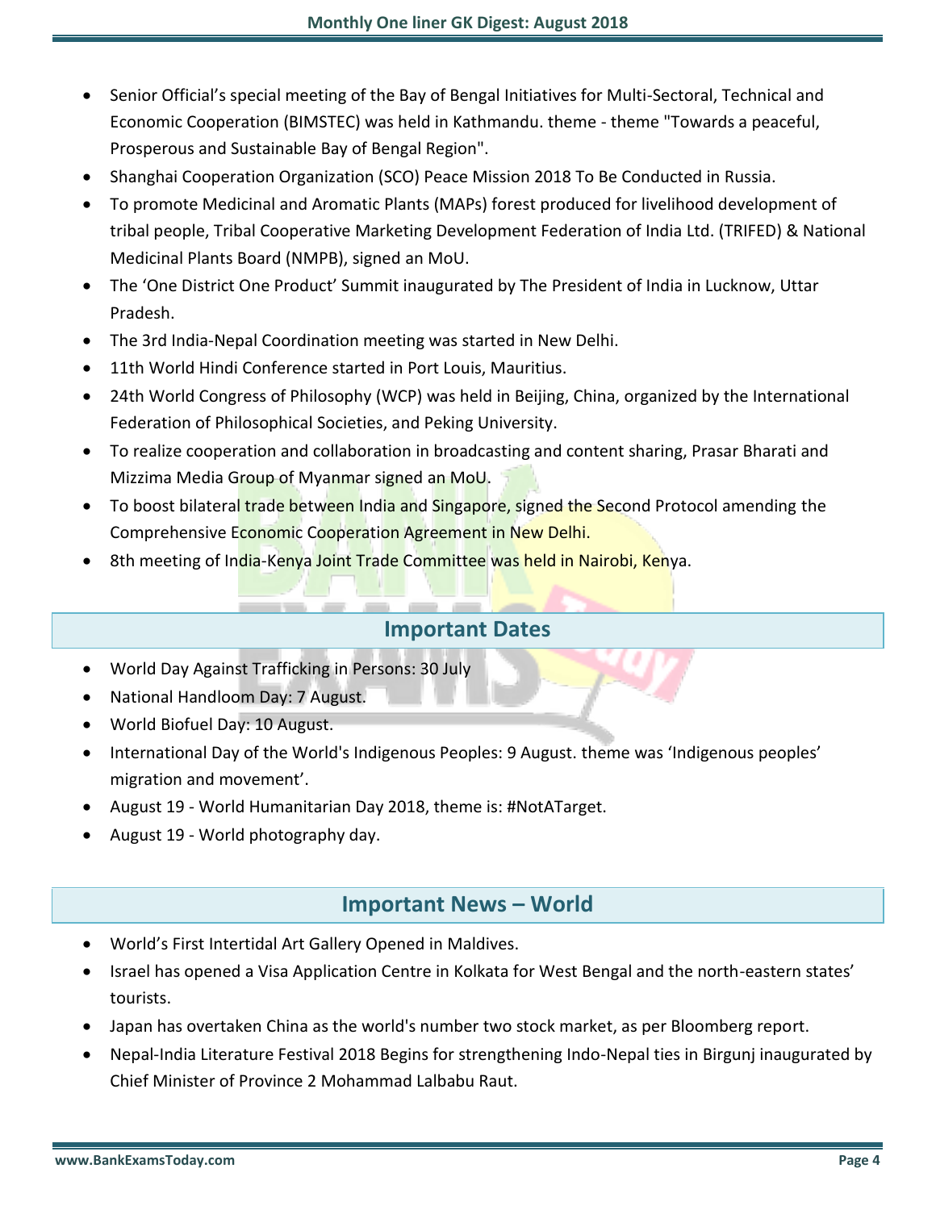- Senior Official's special meeting of the Bay of Bengal Initiatives for Multi-Sectoral, Technical and Economic Cooperation (BIMSTEC) was held in Kathmandu. theme - theme "Towards a peaceful, Prosperous and Sustainable Bay of Bengal Region".
- Shanghai Cooperation Organization (SCO) Peace Mission 2018 To Be Conducted in Russia.
- To promote Medicinal and Aromatic Plants (MAPs) forest produced for livelihood development of tribal people, Tribal Cooperative Marketing Development Federation of India Ltd. (TRIFED) & National Medicinal Plants Board (NMPB), signed an MoU.
- The 'One District One Product' Summit inaugurated by The President of India in Lucknow, Uttar Pradesh.
- The 3rd India-Nepal Coordination meeting was started in New Delhi.
- 11th World Hindi Conference started in Port Louis, Mauritius.
- 24th World Congress of Philosophy (WCP) was held in Beijing, China, organized by the International Federation of Philosophical Societies, and Peking University.
- To realize cooperation and collaboration in broadcasting and content sharing, Prasar Bharati and Mizzima Media Group of Myanmar signed an MoU.
- To boost bilateral trade between India and Singapore, signed the Second Protocol amending the Comprehensive Economic Cooperation Agreement in New Delhi.
- 8th meeting of India-Kenya Joint Trade Committee was held in Nairobi, Kenya.

## Important Dates

- World Day Against Trafficking in Persons: 30 July
- National Handloom Day: 7 August.
- World Biofuel Day: 10 August.
- International Day of the World's Indigenous Peoples: 9 August. theme was 'Indigenous peoples' migration and movement'.
- August 19 - World Humanitarian Day 2018, theme is: #NotATarget.
- August 19 - World photography day.

## Important News – World

- World's First Intertidal Art Gallery Opened in Maldives.
- Israel has opened a Visa Application Centre in Kolkata for West Bengal and the north-eastern states' tourists.
- Japan has overtaken China as the world's number two stock market, as per Bloomberg report.
- Nepal-India Literature Festival 2018 Begins for strengthening Indo-Nepal ties in Birgunj inaugurated by Chief Minister of Province 2 Mohammad Lalbabu Raut.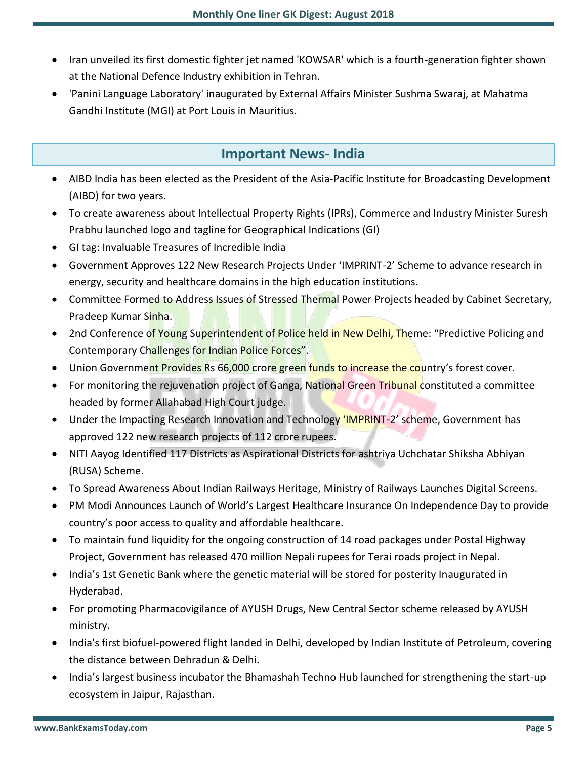- Iran unveiled its first domestic fighter jet named 'KOWSAR' which is a fourth-generation fighter shown at the National Defence Industry exhibition in Tehran.
- 'Panini Language Laboratory' inaugurated by External Affairs Minister Sushma Swaraj, at Mahatma Gandhi Institute (MGI) at Port Louis in Mauritius.

## Important News- India

- AIBD India has been elected as the President of the Asia-Pacific Institute for Broadcasting Development (AIBD) for two years.
- To create awareness about Intellectual Property Rights (IPRs), Commerce and Industry Minister Suresh Prabhu launched logo and tagline for Geographical Indications (GI)
- GI tag: Invaluable Treasures of Incredible India
- Government Approves 122 New Research Projects Under 'IMPRINT-2' Scheme to advance research in energy, security and healthcare domains in the high education institutions.
- Committee Formed to Address Issues of Stressed Thermal Power Projects headed by Cabinet Secretary, Pradeep Kumar Sinha.
- 2nd Conference of Young Superintendent of Police held in New Delhi, Theme: "Predictive Policing and Contemporary Challenges for Indian Police Forces".
- Union Government Provides Rs 66,000 crore green funds to increase the country's forest cover.
- For monitoring the rejuvenation project of Ganga, National Green Tribunal constituted a committee headed by former Allahabad High Court judge.
- Under the Impacting Research Innovation and Technology 'IMPRINT-2' scheme, Government has approved 122 new research projects of 112 crore rupees.
- NITI Aayog Identified 117 Districts as Aspirational Districts for ashtriya Uchchatar Shiksha Abhiyan (RUSA) Scheme.
- To Spread Awareness About Indian Railways Heritage, Ministry of Railways Launches Digital Screens.
- PM Modi Announces Launch of World's Largest Healthcare Insurance On Independence Day to provide country's poor access to quality and affordable healthcare.
- To maintain fund liquidity for the ongoing construction of 14 road packages under Postal Highway Project, Government has released 470 million Nepali rupees for Terai roads project in Nepal.
- India's 1st Genetic Bank where the genetic material will be stored for posterity Inaugurated in Hyderabad.
- For promoting Pharmacovigilance of AYUSH Drugs, New Central Sector scheme released by AYUSH ministry.
- India's first biofuel-powered flight landed in Delhi, developed by Indian Institute of Petroleum, covering the distance between Dehradun & Delhi.
- India's largest business incubator the Bhamashah Techno Hub launched for strengthening the start-up ecosystem in Jaipur, Rajasthan.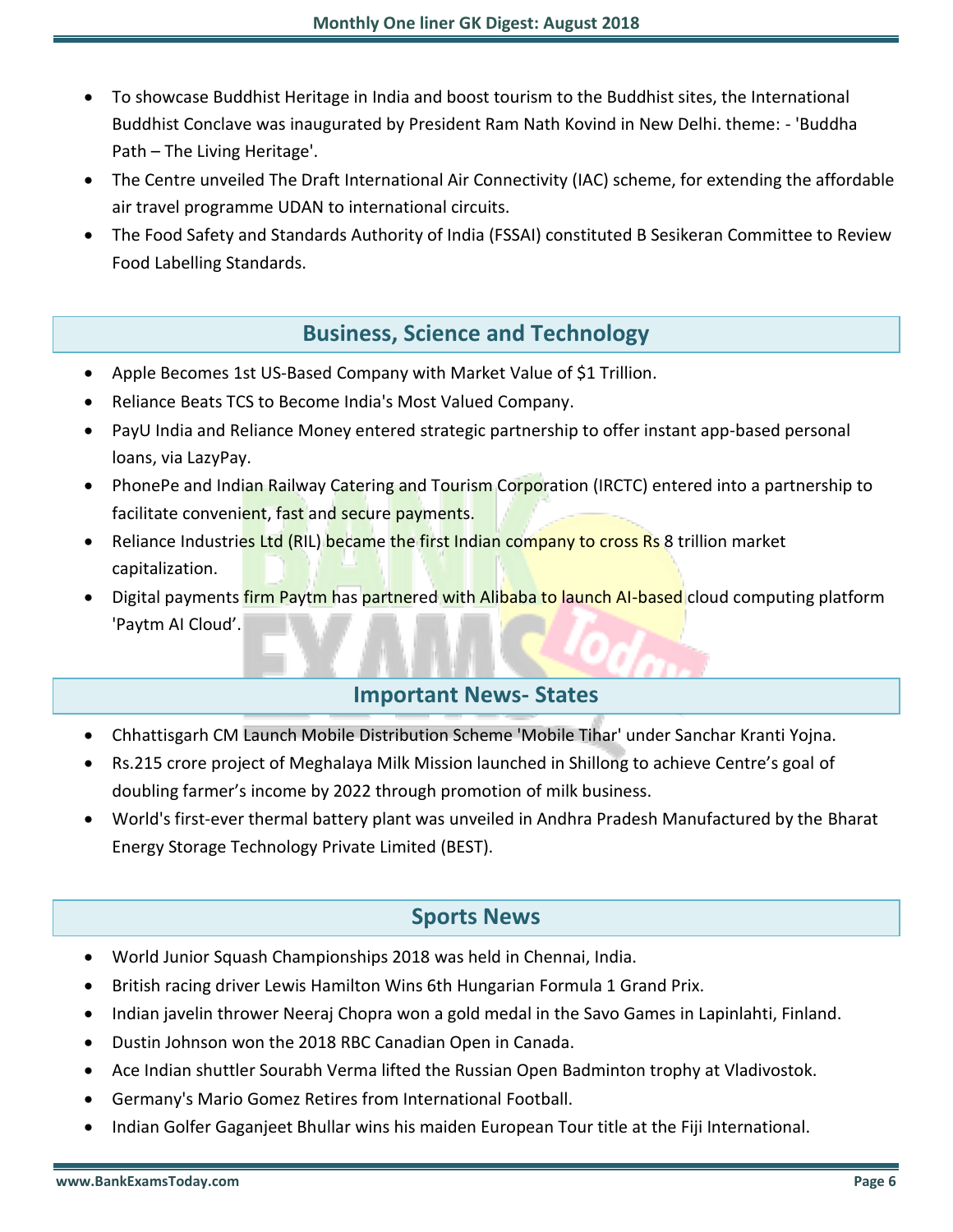- To showcase Buddhist Heritage in India and boost tourism to the Buddhist sites, the International Buddhist Conclave was inaugurated by President Ram Nath Kovind in New Delhi. theme: - 'Buddha Path – The Living Heritage'.
- The Centre unveiled The Draft International Air Connectivity (IAC) scheme, for extending the affordable air travel programme UDAN to international circuits.
- The Food Safety and Standards Authority of India (FSSAI) constituted B Sesikeran Committee to Review Food Labelling Standards.

## Business, Science and Technology

- Apple Becomes 1st US-Based Company with Market Value of $1 Trillion.
- Reliance Beats TCS to Become India's Most Valued Company.
- PayU India and Reliance Money entered strategic partnership to offer instant app-based personal loans, via LazyPay.
- PhonePe and Indian Railway Catering and Tourism Corporation (IRCTC) entered into a partnership to facilitate convenient, fast and secure payments.
- Reliance Industries Ltd (RIL) became the first Indian company to cross Rs 8 trillion market capitalization.
- Digital payments firm Paytm has partnered with Alibaba to launch AI-based cloud computing platform 'Paytm AI Cloud'.

## Important News- States

- Chhattisgarh CM Launch Mobile Distribution Scheme 'Mobile Tihar' under Sanchar Kranti Yojna.
- Rs.215 crore project of Meghalaya Milk Mission launched in Shillong to achieve Centre's goal of doubling farmer's income by 2022 through promotion of milk business.
- World's first-ever thermal battery plant was unveiled in Andhra Pradesh Manufactured by the Bharat Energy Storage Technology Private Limited (BEST).

## Sports News

- World Junior Squash Championships 2018 was held in Chennai, India.
- British racing driver Lewis Hamilton Wins 6th Hungarian Formula 1 Grand Prix.
- Indian javelin thrower Neeraj Chopra won a gold medal in the Savo Games in Lapinlahti, Finland.
- Dustin Johnson won the 2018 RBC Canadian Open in Canada.
- Ace Indian shuttler Sourabh Verma lifted the Russian Open Badminton trophy at Vladivostok.
- Germany's Mario Gomez Retires from International Football.
- Indian Golfer Gaganjeet Bhullar wins his maiden European Tour title at the Fiji International.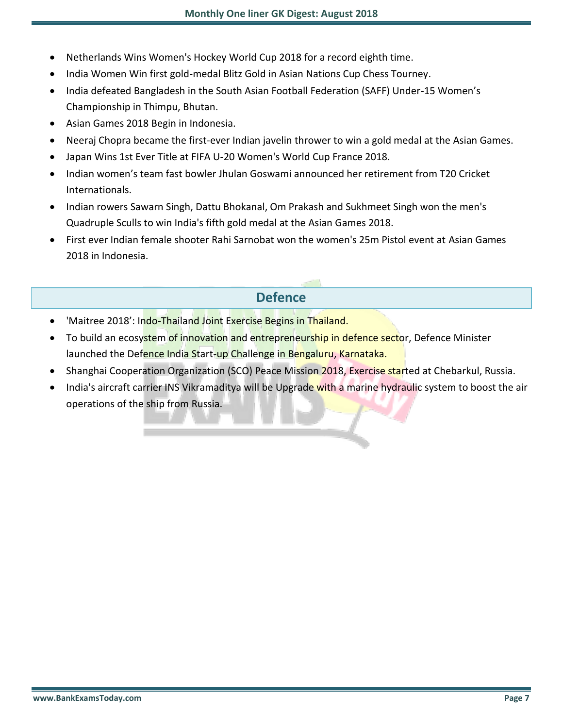- Netherlands Wins Women's Hockey World Cup 2018 for a record eighth time.
- India Women Win first gold-medal Blitz Gold in Asian Nations Cup Chess Tourney.
- India defeated Bangladesh in the South Asian Football Federation (SAFF) Under-15 Women's Championship in Thimpu, Bhutan.
- Asian Games 2018 Begin in Indonesia.
- Neeraj Chopra became the first-ever Indian javelin thrower to win a gold medal at the Asian Games.
- Japan Wins 1st Ever Title at FIFA U-20 Women's World Cup France 2018.
- Indian women's team fast bowler Jhulan Goswami announced her retirement from T20 Cricket Internationals.
- Indian rowers Sawarn Singh, Dattu Bhokanal, Om Prakash and Sukhmeet Singh won the men's Quadruple Sculls to win India's fifth gold medal at the Asian Games 2018.
- First ever Indian female shooter Rahi Sarnobat won the women's 25m Pistol event at Asian Games 2018 in Indonesia.

## Defence

- 'Maitree 2018': Indo-Thailand Joint Exercise Begins in Thailand.
- To build an ecosystem of innovation and entrepreneurship in defence sector, Defence Minister launched the Defence India Start-up Challenge in Bengaluru, Karnataka.
- Shanghai Cooperation Organization (SCO) Peace Mission 2018, Exercise started at Chebarkul, Russia.
- India's aircraft carrier INS Vikramaditya will be Upgrade with a marine hydraulic system to boost the air operations of the ship from Russia.